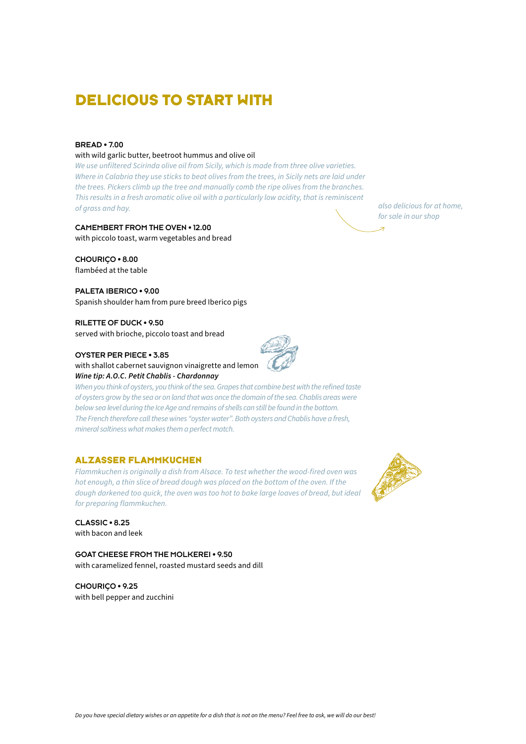# DELICIOUS TO START WITH

**BREAD • 7.00**
with wild garlic butter, beetroot hummus and olive oil
*We use unfiltered Scirinda olive oil from Sicily, which is made from three olive varieties. Where in Calabria they use sticks to beat olives from the trees, in Sicily nets are laid under the trees. Pickers climb up the tree and manually comb the ripe olives from the branches. This results in a fresh aromatic olive oil with a particularly low acidity, that is reminiscent of grass and hay.*

*also delicious for at home, for sale in our shop*

**CAMEMBERT FROM THE OVEN • 12.00**
with piccolo toast, warm vegetables and bread

**CHOURIÇO • 8.00**
flambéed at the table

**PALETA IBERICO • 9.00**
Spanish shoulder ham from pure breed Iberico pigs

**RILETTE OF DUCK • 9.50**
served with brioche, piccolo toast and bread

**OYSTER PER PIECE • 3.85**
with shallot cabernet sauvignon vinaigrette and lemon
***Wine tip: A.O.C. Petit Chablis - Chardonnay***
*When you think of oysters, you think of the sea. Grapes that combine best with the refined taste of oysters grow by the sea or on land that was once the domain of the sea. Chablis areas were below sea level during the Ice Age and remains of shells can still be found in the bottom. The French therefore call these wines "oyster water". Both oysters and Chablis have a fresh, mineral saltiness what makes them a perfect match.*

## ALZASSER FLAMMKUCHEN

*Flammkuchen is originally a dish from Alsace. To test whether the wood-fired oven was hot enough, a thin slice of bread dough was placed on the bottom of the oven. If the dough darkened too quick, the oven was too hot to bake large loaves of bread, but ideal for preparing flammkuchen.*

**CLASSIC • 8.25**
with bacon and leek

**GOAT CHEESE FROM THE MOLKEREI • 9.50**
with caramelized fennel, roasted mustard seeds and dill

**CHOURIÇO • 9.25**
with bell pepper and zucchini

*Do you have special dietary wishes or an appetite for a dish that is not on the menu? Feel free to ask, we will do our best!*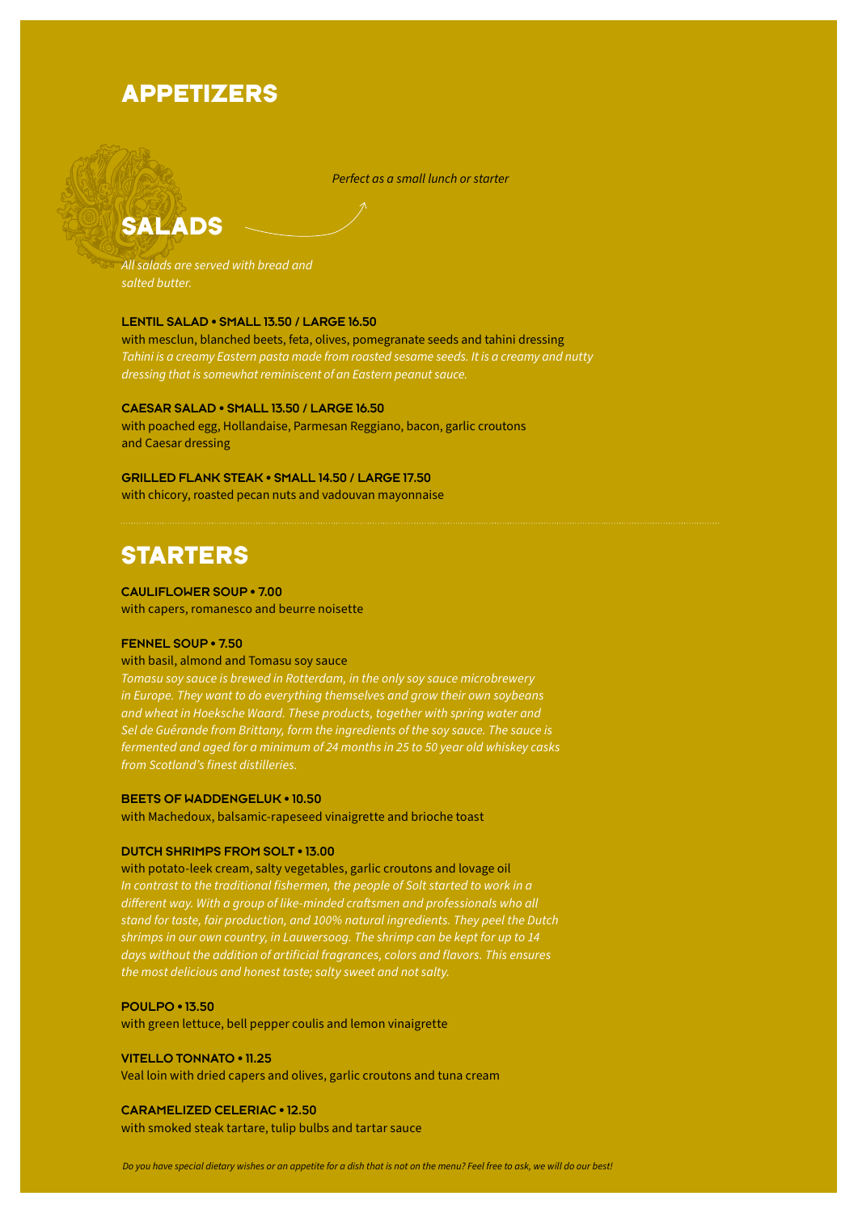# APPETIZERS

## SALADS

*Perfect as a small lunch or starter*

*All salads are served with bread and salted butter.*

**LENTIL SALAD • SMALL 13.50 / LARGE 16.50**
with mesclun, blanched beets, feta, olives, pomegranate seeds and tahini dressing
*Tahini is a creamy Eastern pasta made from roasted sesame seeds. It is a creamy and nutty dressing that is somewhat reminiscent of an Eastern peanut sauce.*

**CAESAR SALAD • SMALL 13.50 / LARGE 16.50**
with poached egg, Hollandaise, Parmesan Reggiano, bacon, garlic croutons and Caesar dressing

**GRILLED FLANK STEAK • SMALL 14.50 / LARGE 17.50**
with chicory, roasted pecan nuts and vadouvan mayonnaise

## STARTERS

**CAULIFLOWER SOUP • 7.00**
with capers, romanesco and beurre noisette

**FENNEL SOUP • 7.50**
with basil, almond and Tomasu soy sauce
*Tomasu soy sauce is brewed in Rotterdam, in the only soy sauce microbrewery in Europe. They want to do everything themselves and grow their own soybeans and wheat in Hoeksche Waard. These products, together with spring water and Sel de Guérande from Brittany, form the ingredients of the soy sauce. The sauce is fermented and aged for a minimum of 24 months in 25 to 50 year old whiskey casks from Scotland's finest distilleries.*

**BEETS OF WADDENGELUK • 10.50**
with Machedoux, balsamic-rapeseed vinaigrette and brioche toast

**DUTCH SHRIMPS FROM SOLT • 13.00**
with potato-leek cream, salty vegetables, garlic croutons and lovage oil
*In contrast to the traditional fishermen, the people of Solt started to work in a different way. With a group of like-minded craftsmen and professionals who all stand for taste, fair production, and 100% natural ingredients. They peel the Dutch shrimps in our own country, in Lauwersoog. The shrimp can be kept for up to 14 days without the addition of artificial fragrances, colors and flavors. This ensures the most delicious and honest taste; salty sweet and not salty.*

**POULPO • 13.50**
with green lettuce, bell pepper coulis and lemon vinaigrette

**VITELLO TONNATO • 11.25**
Veal loin with dried capers and olives, garlic croutons and tuna cream

**CARAMELIZED CELERIAC • 12.50**
with smoked steak tartare, tulip bulbs and tartar sauce

*Do you have special dietary wishes or an appetite for a dish that is not on the menu? Feel free to ask, we will do our best!*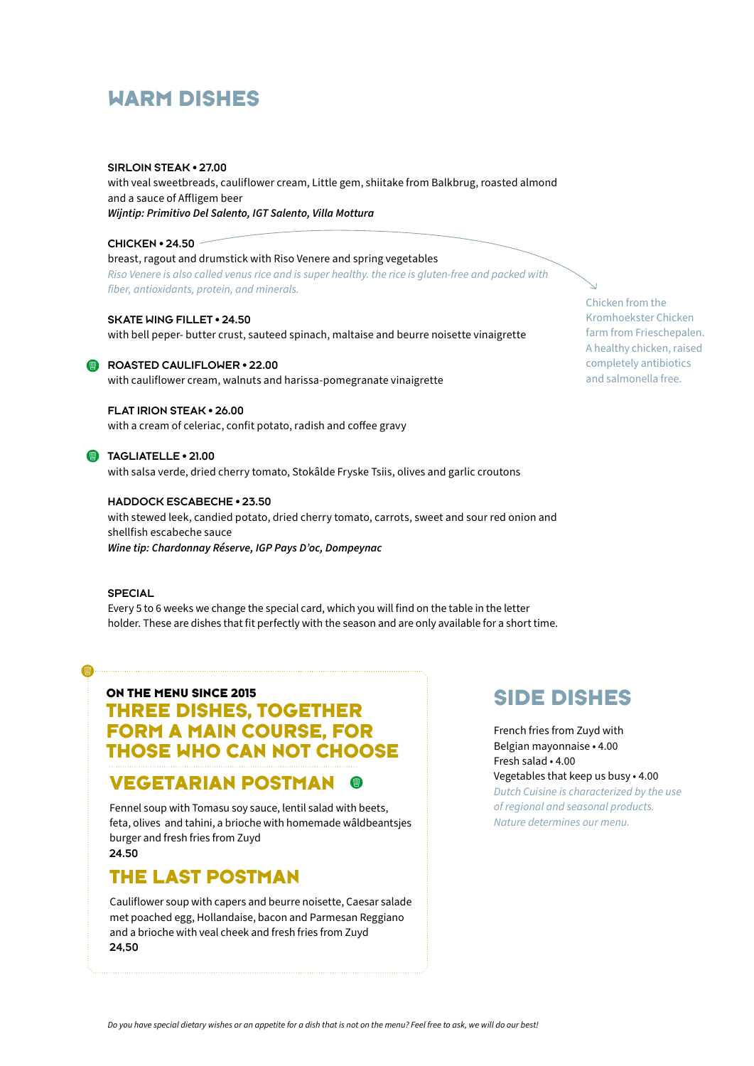# WARM DISHES

### SIRLOIN STEAK • 27.00

with veal sweetbreads, cauliflower cream, Little gem, shiitake from Balkbrug, roasted almond and a sauce of Affligem beer

***Wijntip: Primitivo Del Salento, IGT Salento, Villa Mottura***

### CHICKEN • 24.50

breast, ragout and drumstick with Riso Venere and spring vegetables

*Riso Venere is also called venus rice and is super healthy. the rice is gluten-free and packed with fiber, antioxidants, protein, and minerals.*

Chicken from the Kromhoekster Chicken farm from Frieschepalen. A healthy chicken, raised completely antibiotics and salmonella free.

### SKATE WING FILLET • 24.50

with bell peper- butter crust, sauteed spinach, maltaise and beurre noisette vinaigrette

### ROASTED CAULIFLOWER • 22.00

with cauliflower cream, walnuts and harissa-pomegranate vinaigrette

### FLAT IRION STEAK • 26.00

with a cream of celeriac, confit potato, radish and coffee gravy

### TAGLIATELLE • 21.00

with salsa verde, dried cherry tomato, Stokâlde Fryske Tsiis, olives and garlic croutons

### HADDOCK ESCABECHE • 23.50

with stewed leek, candied potato, dried cherry tomato, carrots, sweet and sour red onion and shellfish escabeche sauce

***Wine tip: Chardonnay Réserve, IGP Pays D'oc, Dompeynac***

### SPECIAL

Every 5 to 6 weeks we change the special card, which you will find on the table in the letter holder. These are dishes that fit perfectly with the season and are only available for a short time.

**ON THE MENU SINCE 2015**

## THREE DISHES, TOGETHER FORM A MAIN COURSE, FOR THOSE WHO CAN NOT CHOOSE

## VEGETARIAN POSTMAN

Fennel soup with Tomasu soy sauce, lentil salad with beets, feta, olives and tahini, a brioche with homemade wâldbeantsjes burger and fresh fries from Zuyd

**24.50**

## THE LAST POSTMAN

Cauliflower soup with capers and beurre noisette, Caesar salade met poached egg, Hollandaise, bacon and Parmesan Reggiano and a brioche with veal cheek and fresh fries from Zuyd

**24,50**

# SIDE DISHES

French fries from Zuyd with Belgian mayonnaise • 4.00

Fresh salad • 4.00

Vegetables that keep us busy • 4.00

*Dutch Cuisine is characterized by the use of regional and seasonal products. Nature determines our menu.*

*Do you have special dietary wishes or an appetite for a dish that is not on the menu? Feel free to ask, we will do our best!*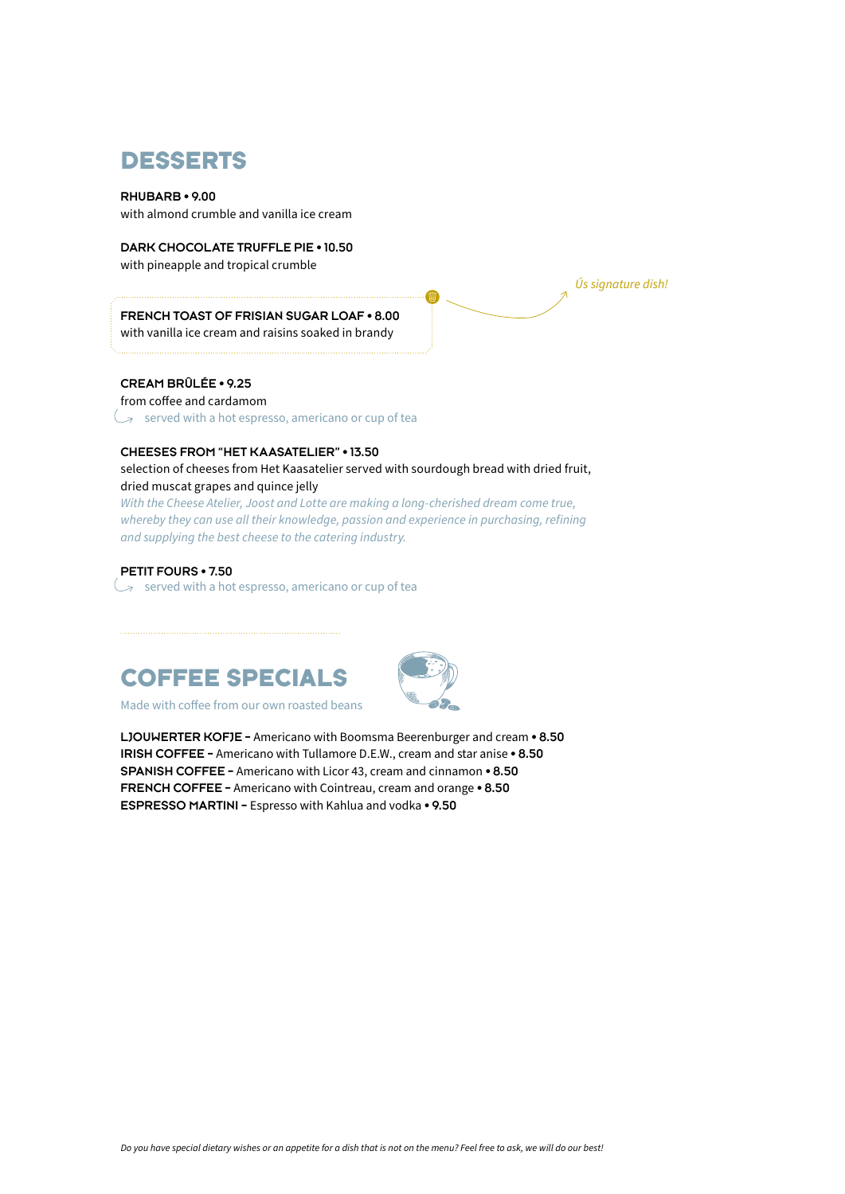# DESSERTS

**RHUBARB • 9.00**
with almond crumble and vanilla ice cream

**DARK CHOCOLATE TRUFFLE PIE • 10.50**
with pineapple and tropical crumble

*Ús signature dish!*

**FRENCH TOAST OF FRISIAN SUGAR LOAF • 8.00**
with vanilla ice cream and raisins soaked in brandy

**CREAM BRÛLÉE • 9.25**
from coffee and cardamom
served with a hot espresso, americano or cup of tea

**CHEESES FROM "HET KAASATELIER" • 13.50**
selection of cheeses from Het Kaasatelier served with sourdough bread with dried fruit, dried muscat grapes and quince jelly
*With the Cheese Atelier, Joost and Lotte are making a long-cherished dream come true, whereby they can use all their knowledge, passion and experience in purchasing, refining and supplying the best cheese to the catering industry.*

**PETIT FOURS • 7.50**
served with a hot espresso, americano or cup of tea

# COFFEE SPECIALS

Made with coffee from our own roasted beans

**LJOUWERTER KOFJE –** Americano with Boomsma Beerenburger and cream • **8.50**
**IRISH COFFEE –** Americano with Tullamore D.E.W., cream and star anise • **8.50**
**SPANISH COFFEE –** Americano with Licor 43, cream and cinnamon • **8.50**
**FRENCH COFFEE –** Americano with Cointreau, cream and orange • **8.50**
**ESPRESSO MARTINI –** Espresso with Kahlua and vodka • **9.50**

*Do you have special dietary wishes or an appetite for a dish that is not on the menu? Feel free to ask, we will do our best!*